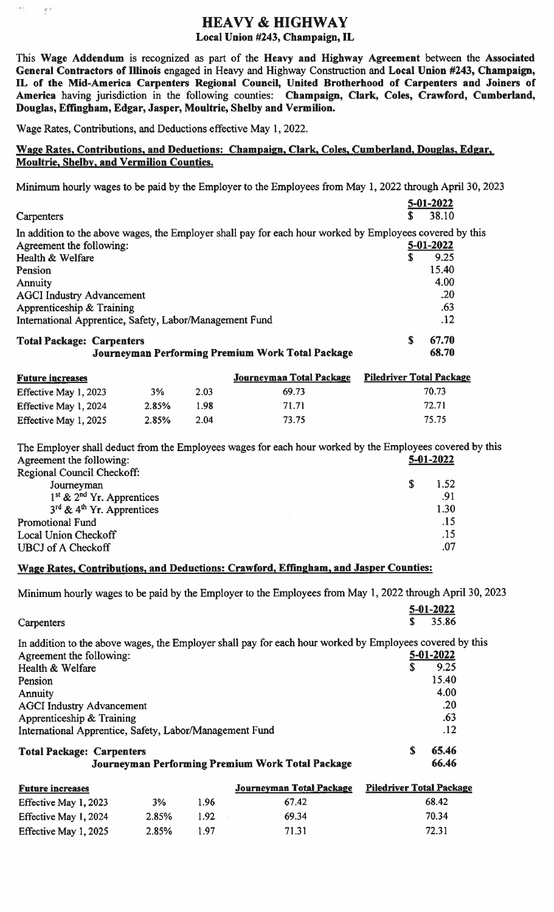# HEAVY & HIGHWAY

**Local Union #243, Champaign, IL**

This **Wage Addendum** is recognized as part of the **Heavy and Highway Agreement** between the **Associated General Contractors of Illinois** engaged in Heavy and Highway Construction and **Local Union #243, Champaign, IL of the Mid-America Carpenters Regional Council, United Brotherhood of Carpenters and Joiners of America** having jurisdiction in the following counties: **Champaign, Clark, Coles, Crawford, Cumberland, Douglas, Effingham, Edgar, Jasper, Moultrie, Shelby and Vermilion.**

Wage Rates, Contributions, and Deductions effective May 1, 2022.

**Wage Rates, Contributions, and Deductions: Champaign, Clark, Coles, Cumberland, Douglas, Edgar, Moultrie, Shelby, and Vermilion Counties.**

Minimum hourly wages to be paid by the Employer to the Employees from May 1, 2022 through April 30, 2023

| | 5-01-2022 |
|---|---|
| Carpenters | $ 38.10 |

In addition to the above wages, the Employer shall pay for each hour worked by Employees covered by this Agreement the following:

| | 5-01-2022 |
|---|---|
| Health & Welfare | $ 9.25 |
| Pension | 15.40 |
| Annuity | 4.00 |
| AGCI Industry Advancement | .20 |
| Apprenticeship & Training | .63 |
| International Apprentice, Safety, Labor/Management Fund | .12 |
| **Total Package: Carpenters** | **$ 67.70** |
| **Journeyman Performing Premium Work Total Package** | **68.70** |

| Future increases | | | Journeyman Total Package | Piledriver Total Package |
|---|---|---|---|---|
| Effective May 1, 2023 | 3% | 2.03 | 69.73 | 70.73 |
| Effective May 1, 2024 | 2.85% | 1.98 | 71.71 | 72.71 |
| Effective May 1, 2025 | 2.85% | 2.04 | 73.75 | 75.75 |

The Employer shall deduct from the Employees wages for each hour worked by the Employees covered by this Agreement the following:

| | 5-01-2022 |
|---|---|
| Regional Council Checkoff: | |
| Journeyman | $ 1.52 |
| 1st & 2nd Yr. Apprentices | .91 |
| 3rd & 4th Yr. Apprentices | 1.30 |
| Promotional Fund | .15 |
| Local Union Checkoff | .15 |
| UBCJ of A Checkoff | .07 |

**Wage Rates, Contributions, and Deductions: Crawford, Effingham, and Jasper Counties:**

Minimum hourly wages to be paid by the Employer to the Employees from May 1, 2022 through April 30, 2023

| | 5-01-2022 |
|---|---|
| Carpenters | $ 35.86 |

In addition to the above wages, the Employer shall pay for each hour worked by Employees covered by this Agreement the following:

| | 5-01-2022 |
|---|---|
| Health & Welfare | $ 9.25 |
| Pension | 15.40 |
| Annuity | 4.00 |
| AGCI Industry Advancement | .20 |
| Apprenticeship & Training | .63 |
| International Apprentice, Safety, Labor/Management Fund | .12 |
| **Total Package: Carpenters** | **$ 65.46** |
| **Journeyman Performing Premium Work Total Package** | **66.46** |

| Future increases | | | Journeyman Total Package | Piledriver Total Package |
|---|---|---|---|---|
| Effective May 1, 2023 | 3% | 1.96 | 67.42 | 68.42 |
| Effective May 1, 2024 | 2.85% | 1.92 | 69.34 | 70.34 |
| Effective May 1, 2025 | 2.85% | 1.97 | 71.31 | 72.31 |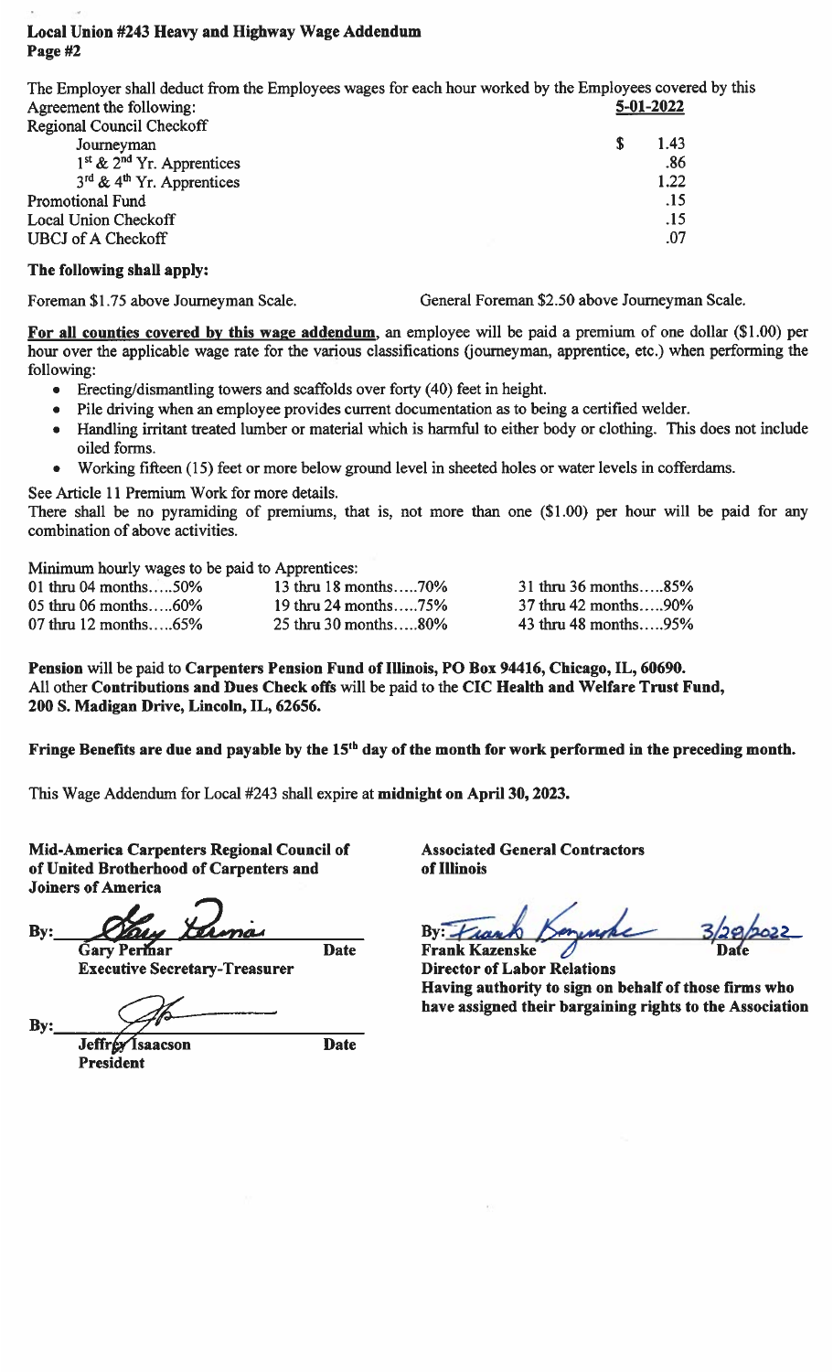**Local Union #243 Heavy and Highway Wage Addendum**
**Page #2**

The Employer shall deduct from the Employees wages for each hour worked by the Employees covered by this Agreement the following:

| | | |
|---|---|---|
| | | **5-01-2022** |
| Regional Council Checkoff | | |
| Journeyman | $ | 1.43 |
| 1st & 2nd Yr. Apprentices | | .86 |
| 3rd & 4th Yr. Apprentices | | 1.22 |
| Promotional Fund | | .15 |
| Local Union Checkoff | | .15 |
| UBCJ of A Checkoff | | .07 |

**The following shall apply:**

Foreman $1.75 above Journeyman Scale.

General Foreman $2.50 above Journeyman Scale.

**For all counties covered by this wage addendum**, an employee will be paid a premium of one dollar ($1.00) per hour over the applicable wage rate for the various classifications (journeyman, apprentice, etc.) when performing the following:

- Erecting/dismantling towers and scaffolds over forty (40) feet in height.
- Pile driving when an employee provides current documentation as to being a certified welder.
- Handling irritant treated lumber or material which is harmful to either body or clothing. This does not include oiled forms.
- Working fifteen (15) feet or more below ground level in sheeted holes or water levels in cofferdams.

See Article 11 Premium Work for more details.
There shall be no pyramiding of premiums, that is, not more than one ($1.00) per hour will be paid for any combination of above activities.

Minimum hourly wages to be paid to Apprentices:

| | | |
|---|---|---|
| 01 thru 04 months.....50% | 13 thru 18 months.....70% | 31 thru 36 months.....85% |
| 05 thru 06 months.....60% | 19 thru 24 months.....75% | 37 thru 42 months.....90% |
| 07 thru 12 months.....65% | 25 thru 30 months.....80% | 43 thru 48 months.....95% |

**Pension** will be paid to **Carpenters Pension Fund of Illinois, PO Box 94416, Chicago, IL, 60690.**
All other **Contributions and Dues Check offs** will be paid to the **CIC Health and Welfare Trust Fund, 200 S. Madigan Drive, Lincoln, IL, 62656.**

**Fringe Benefits are due and payable by the 15th day of the month for work performed in the preceding month.**

This Wage Addendum for Local #243 shall expire at **midnight on April 30, 2023.**

**Mid-America Carpenters Regional Council of of United Brotherhood of Carpenters and Joiners of America**

By: ______________________ Date
**Gary Perinar**
**Executive Secretary-Treasurer**

By: ______________________ Date
**Jeffrey Isaacson**
**President**

**Associated General Contractors of Illinois**

By: ______________________ 3/29/2022 Date
**Frank Kazenske**
**Director of Labor Relations**
**Having authority to sign on behalf of those firms who have assigned their bargaining rights to the Association**